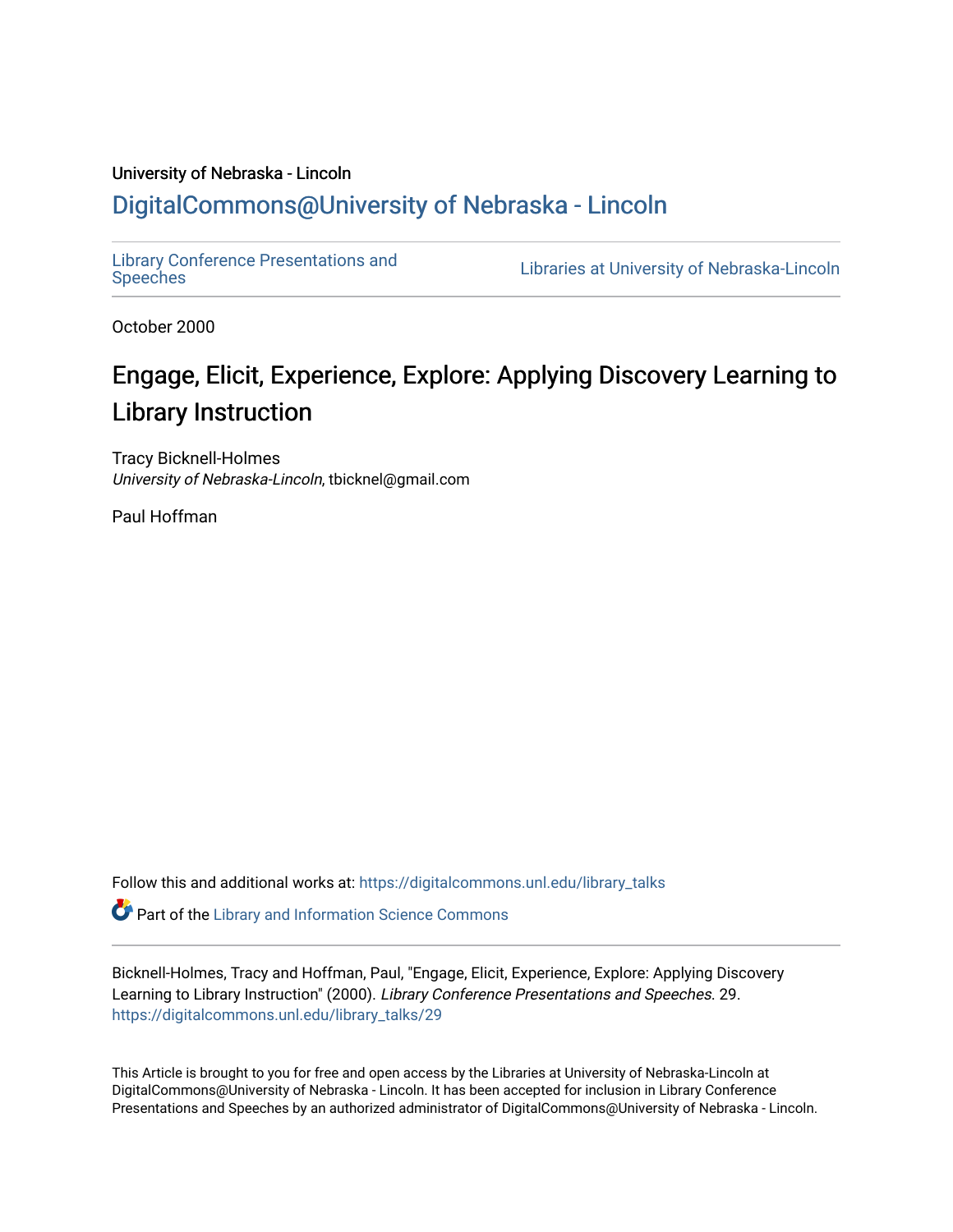University of Nebraska - Lincoln

## DigitalCommons@University of Nebraska - Lincoln

Library Conference Presentations and Speeches | Libraries at University of Nebraska-Lincoln

October 2000

# Engage, Elicit, Experience, Explore: Applying Discovery Learning to Library Instruction

Tracy Bicknell-Holmes
*University of Nebraska-Lincoln*, tbicknel@gmail.com

Paul Hoffman

Follow this and additional works at: https://digitalcommons.unl.edu/library_talks

Part of the Library and Information Science Commons

Bicknell-Holmes, Tracy and Hoffman, Paul, "Engage, Elicit, Experience, Explore: Applying Discovery Learning to Library Instruction" (2000). *Library Conference Presentations and Speeches*. 29.
https://digitalcommons.unl.edu/library_talks/29

This Article is brought to you for free and open access by the Libraries at University of Nebraska-Lincoln at DigitalCommons@University of Nebraska - Lincoln. It has been accepted for inclusion in Library Conference Presentations and Speeches by an authorized administrator of DigitalCommons@University of Nebraska - Lincoln.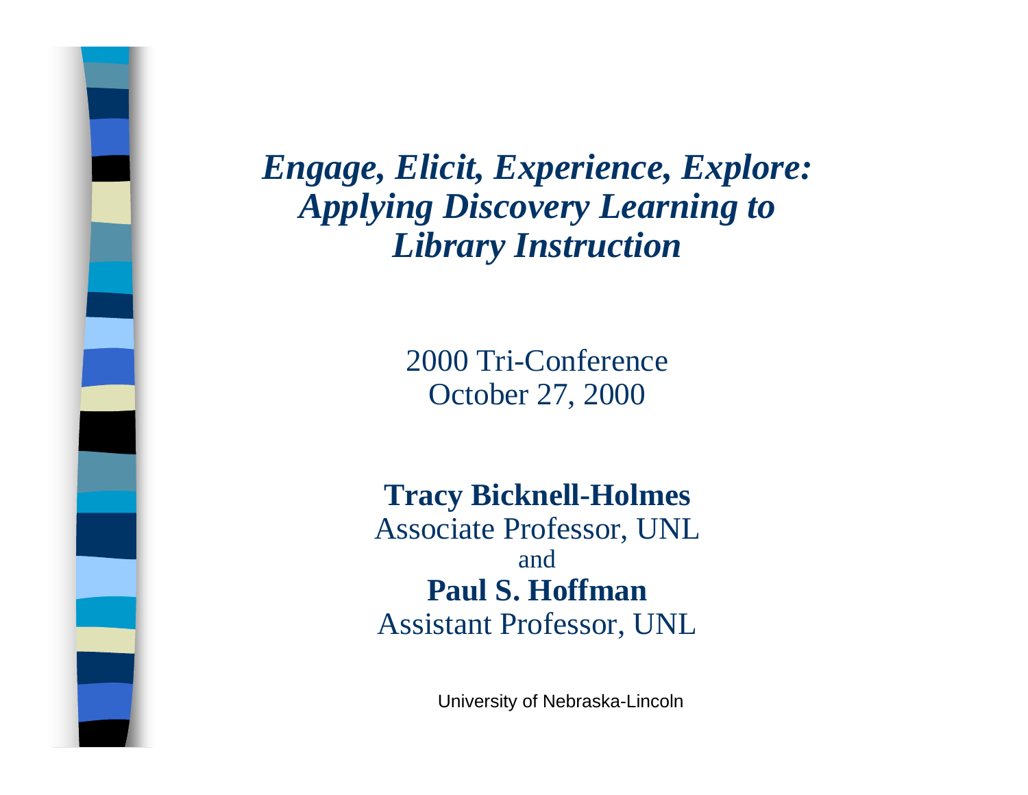# *Engage, Elicit, Experience, Explore: Applying Discovery Learning to Library Instruction*

2000 Tri-Conference
October 27, 2000

**Tracy Bicknell-Holmes**
Associate Professor, UNL
and
**Paul S. Hoffman**
Assistant Professor, UNL

University of Nebraska-Lincoln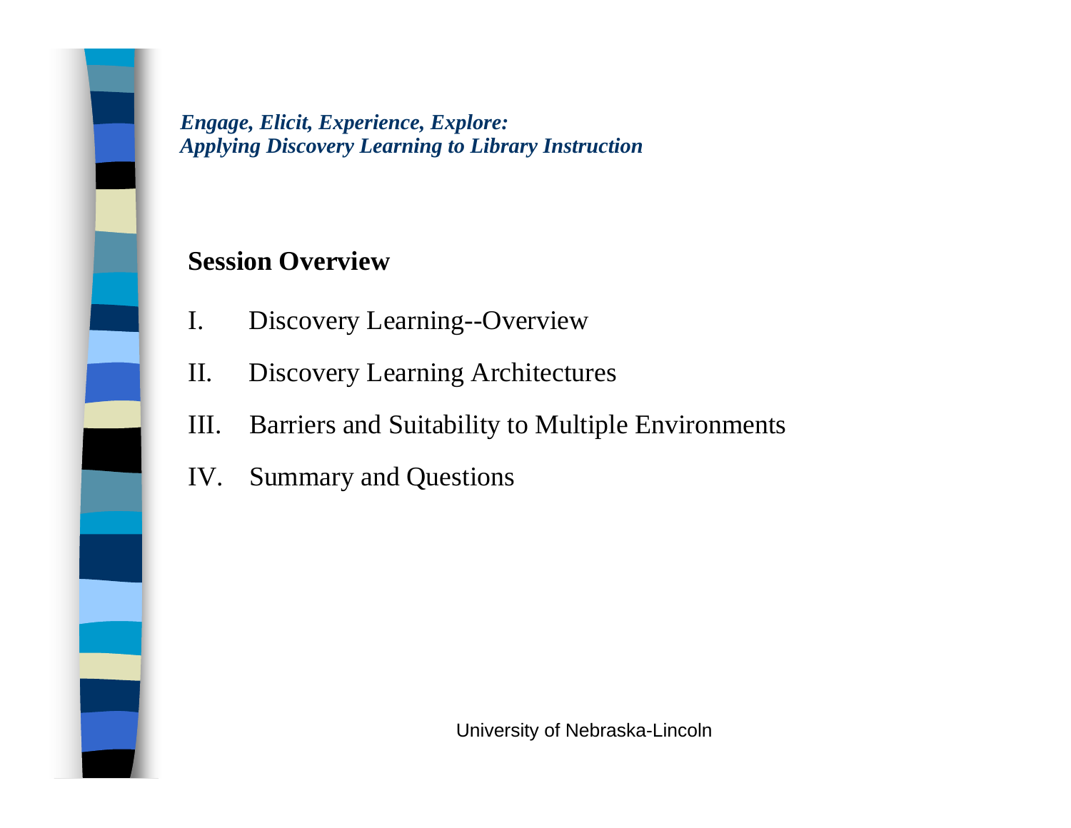*Engage, Elicit, Experience, Explore:*
*Applying Discovery Learning to Library Instruction*

## Session Overview

I. Discovery Learning--Overview

II. Discovery Learning Architectures

III. Barriers and Suitability to Multiple Environments

IV. Summary and Questions

University of Nebraska-Lincoln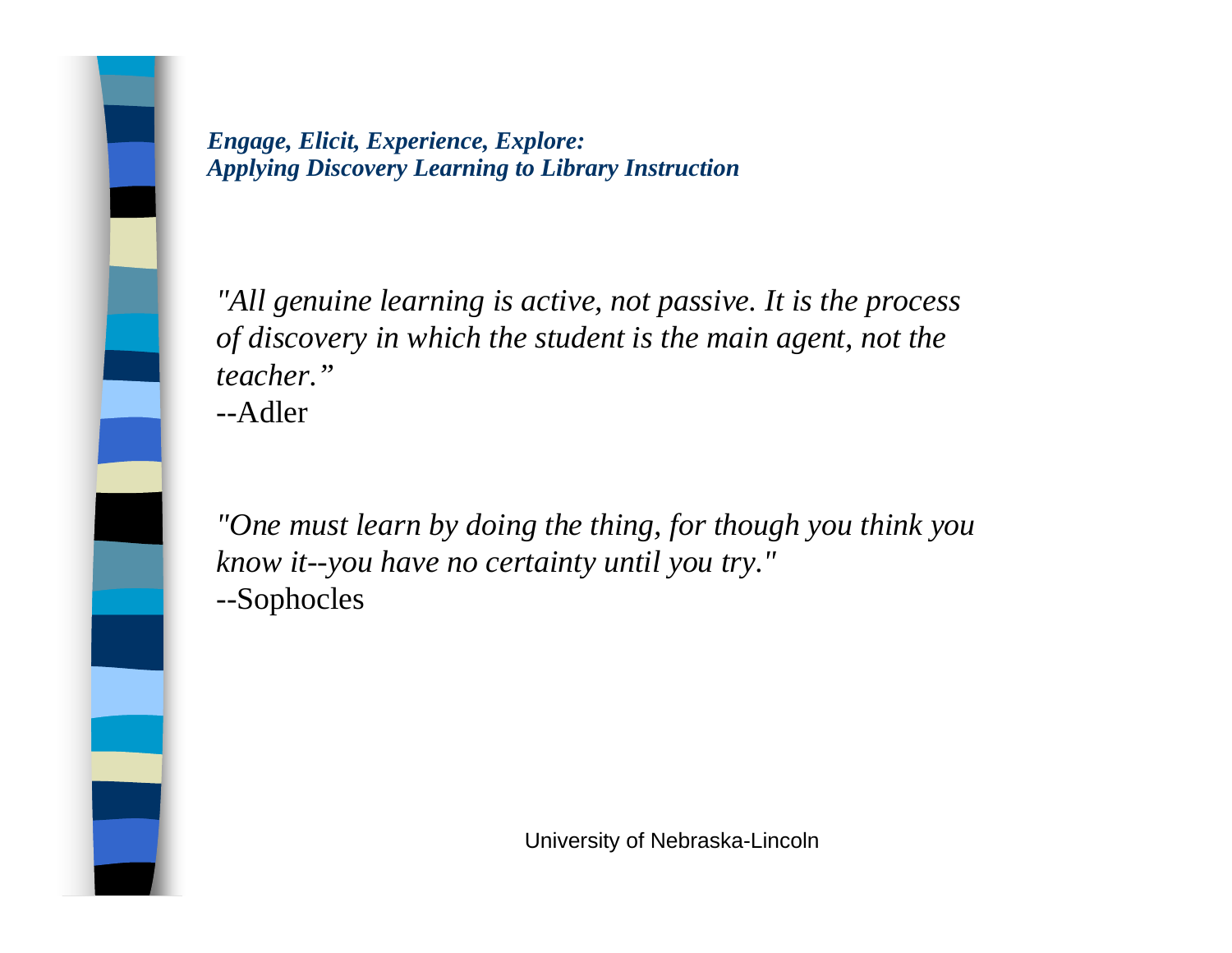*"All genuine learning is active, not passive. It is the process of discovery in which the student is the main agent, not the teacher."*
--Adler

*"One must learn by doing the thing, for though you think you know it--you have no certainty until you try."*
--Sophocles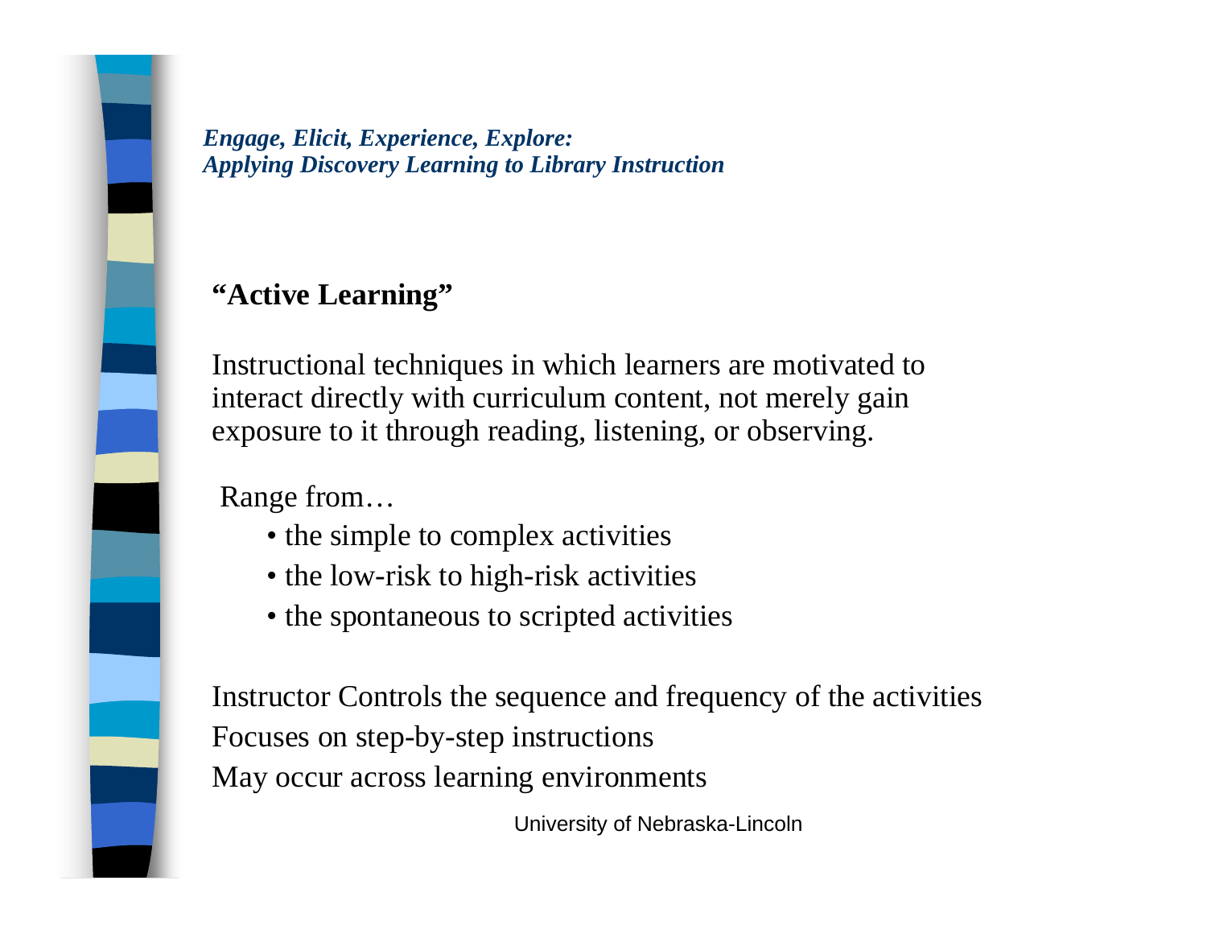## “Active Learning”

Instructional techniques in which learners are motivated to interact directly with curriculum content, not merely gain exposure to it through reading, listening, or observing.

Range from…

- the simple to complex activities
- the low-risk to high-risk activities
- the spontaneous to scripted activities

Instructor Controls the sequence and frequency of the activities
Focuses on step-by-step instructions
May occur across learning environments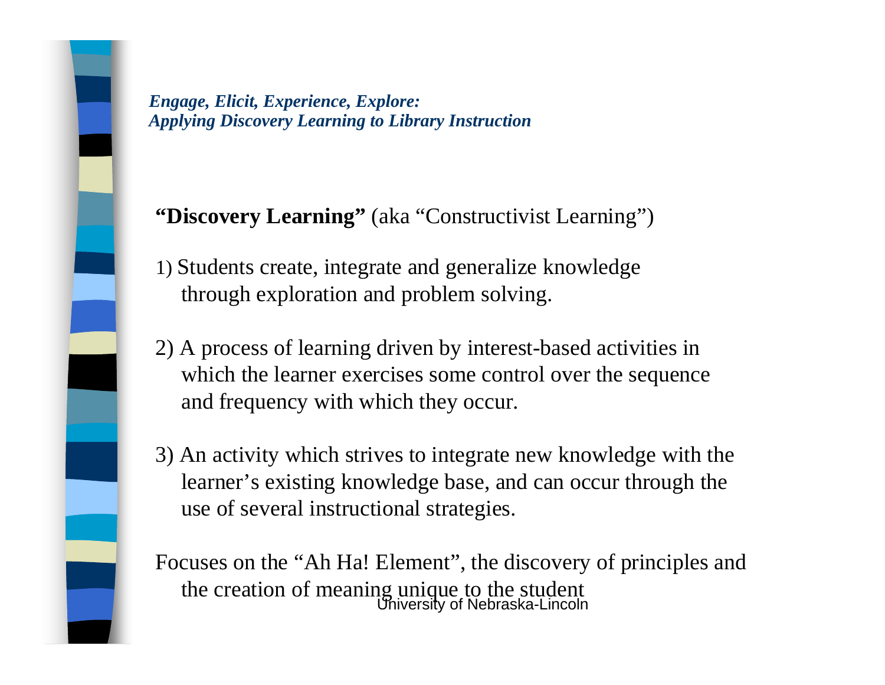*Engage, Elicit, Experience, Explore:*
*Applying Discovery Learning to Library Instruction*

**"Discovery Learning"** (aka "Constructivist Learning")

1) Students create, integrate and generalize knowledge through exploration and problem solving.

2) A process of learning driven by interest-based activities in which the learner exercises some control over the sequence and frequency with which they occur.

3) An activity which strives to integrate new knowledge with the learner's existing knowledge base, and can occur through the use of several instructional strategies.

Focuses on the "Ah Ha! Element", the discovery of principles and the creation of meaning unique to the student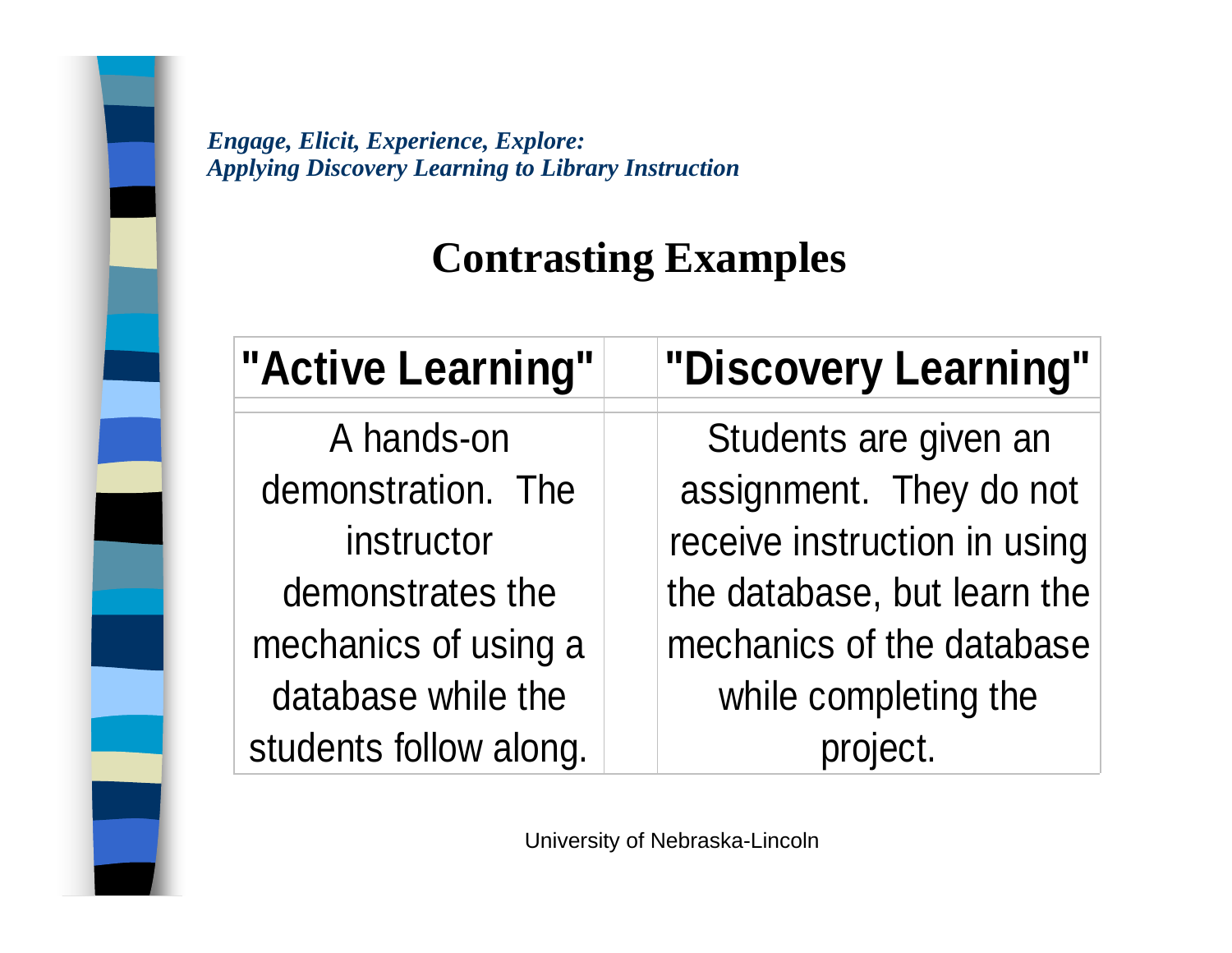## Contrasting Examples

| "Active Learning" | "Discovery Learning" |
|---|---|
| A hands-on demonstration. The instructor demonstrates the mechanics of using a database while the students follow along. | Students are given an assignment. They do not receive instruction in using the database, but learn the mechanics of the database while completing the project. |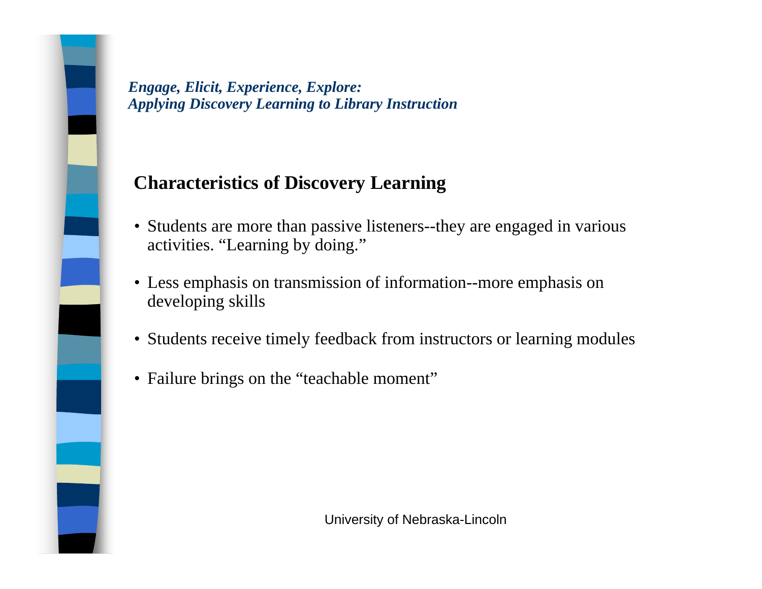*Engage, Elicit, Experience, Explore:*
*Applying Discovery Learning to Library Instruction*

## Characteristics of Discovery Learning

- Students are more than passive listeners--they are engaged in various activities. “Learning by doing.”
- Less emphasis on transmission of information--more emphasis on developing skills
- Students receive timely feedback from instructors or learning modules
- Failure brings on the “teachable moment”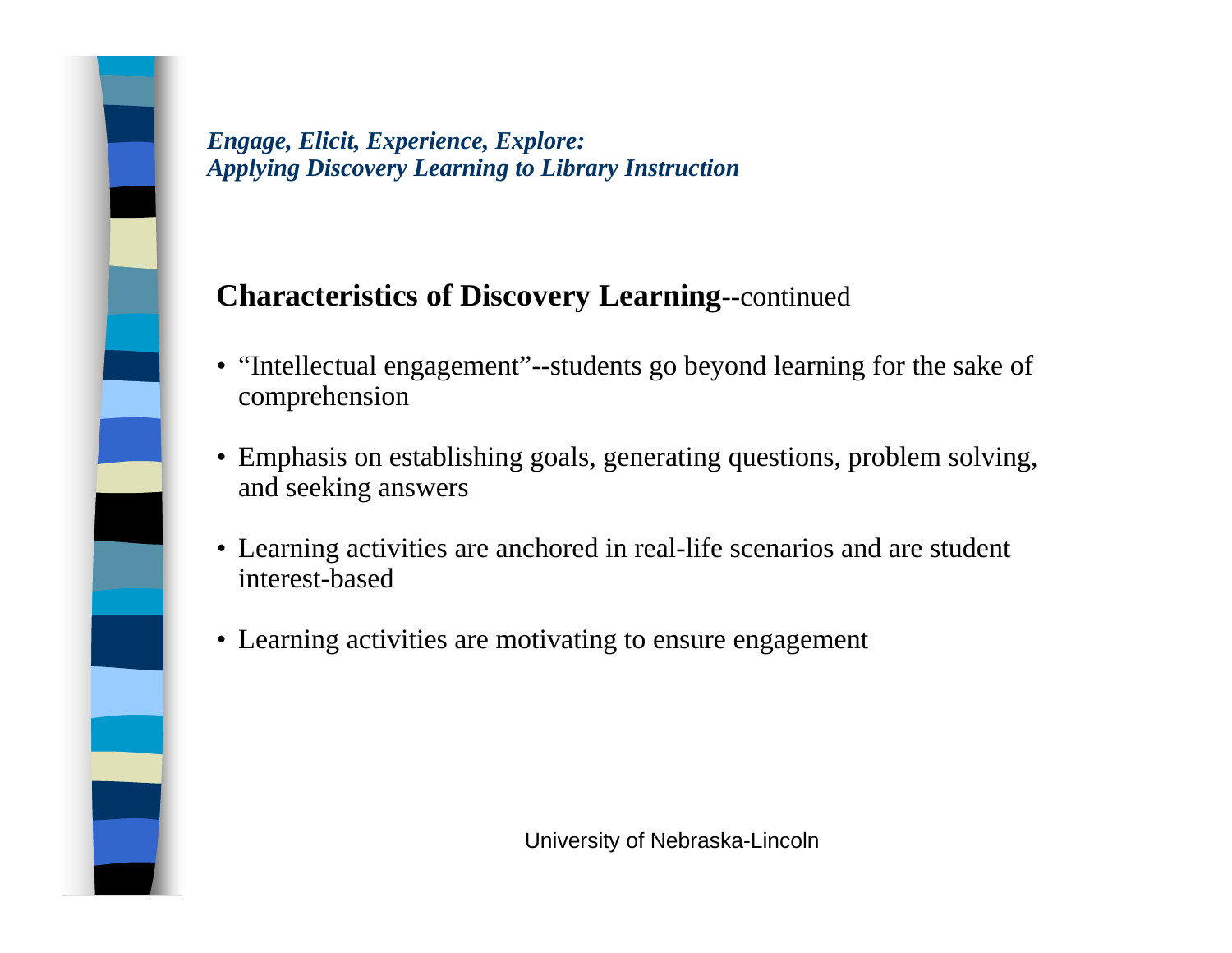*Engage, Elicit, Experience, Explore:*
*Applying Discovery Learning to Library Instruction*

## **Characteristics of Discovery Learning**--continued

- “Intellectual engagement”--students go beyond learning for the sake of comprehension
- Emphasis on establishing goals, generating questions, problem solving, and seeking answers
- Learning activities are anchored in real-life scenarios and are student interest-based
- Learning activities are motivating to ensure engagement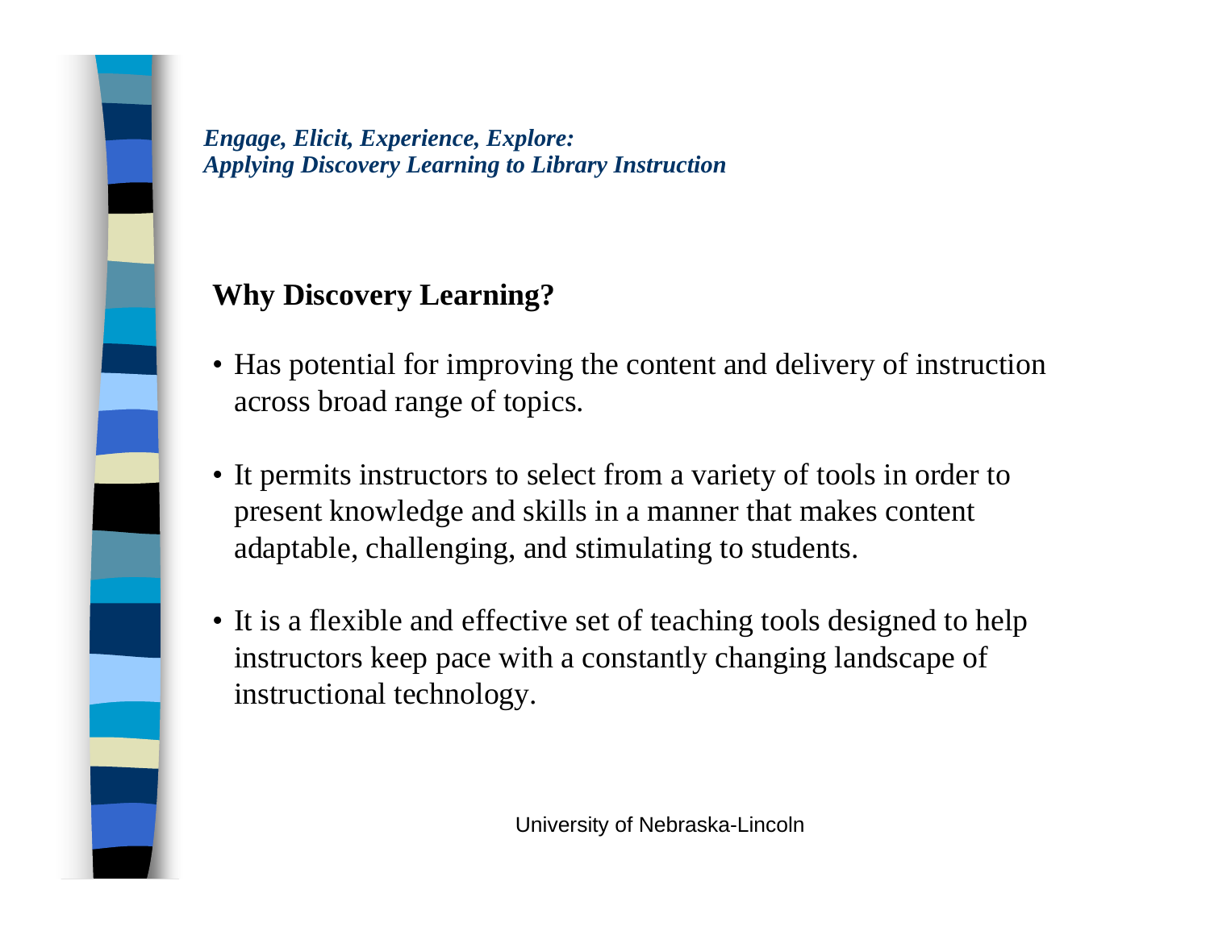*Engage, Elicit, Experience, Explore:*
*Applying Discovery Learning to Library Instruction*

## Why Discovery Learning?

- Has potential for improving the content and delivery of instruction across broad range of topics.
- It permits instructors to select from a variety of tools in order to present knowledge and skills in a manner that makes content adaptable, challenging, and stimulating to students.
- It is a flexible and effective set of teaching tools designed to help instructors keep pace with a constantly changing landscape of instructional technology.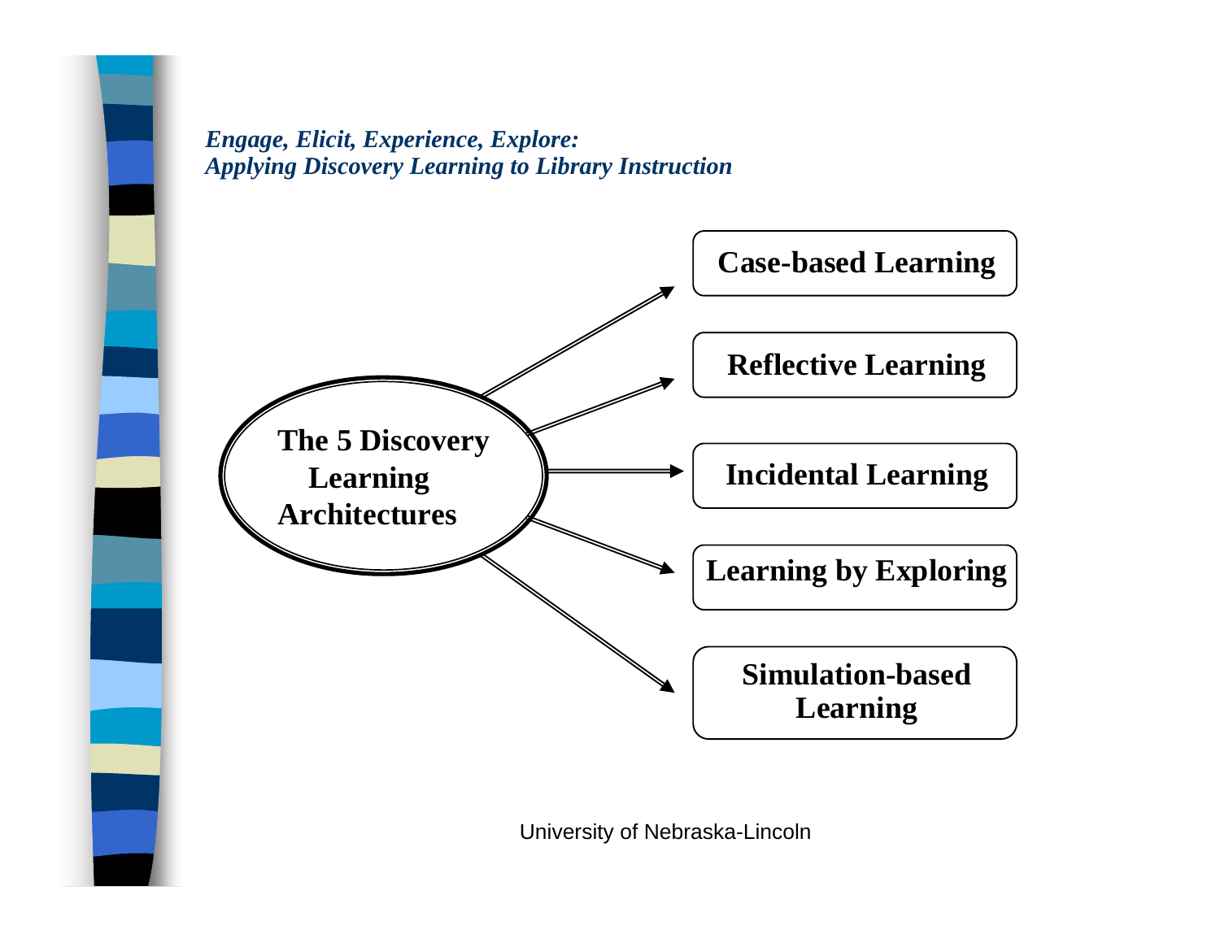*Engage, Elicit, Experience, Explore:*
*Applying Discovery Learning to Library Instruction*

**The 5 Discovery Learning Architectures**

- **Case-based Learning**
- **Reflective Learning**
- **Incidental Learning**
- **Learning by Exploring**
- **Simulation-based Learning**

University of Nebraska-Lincoln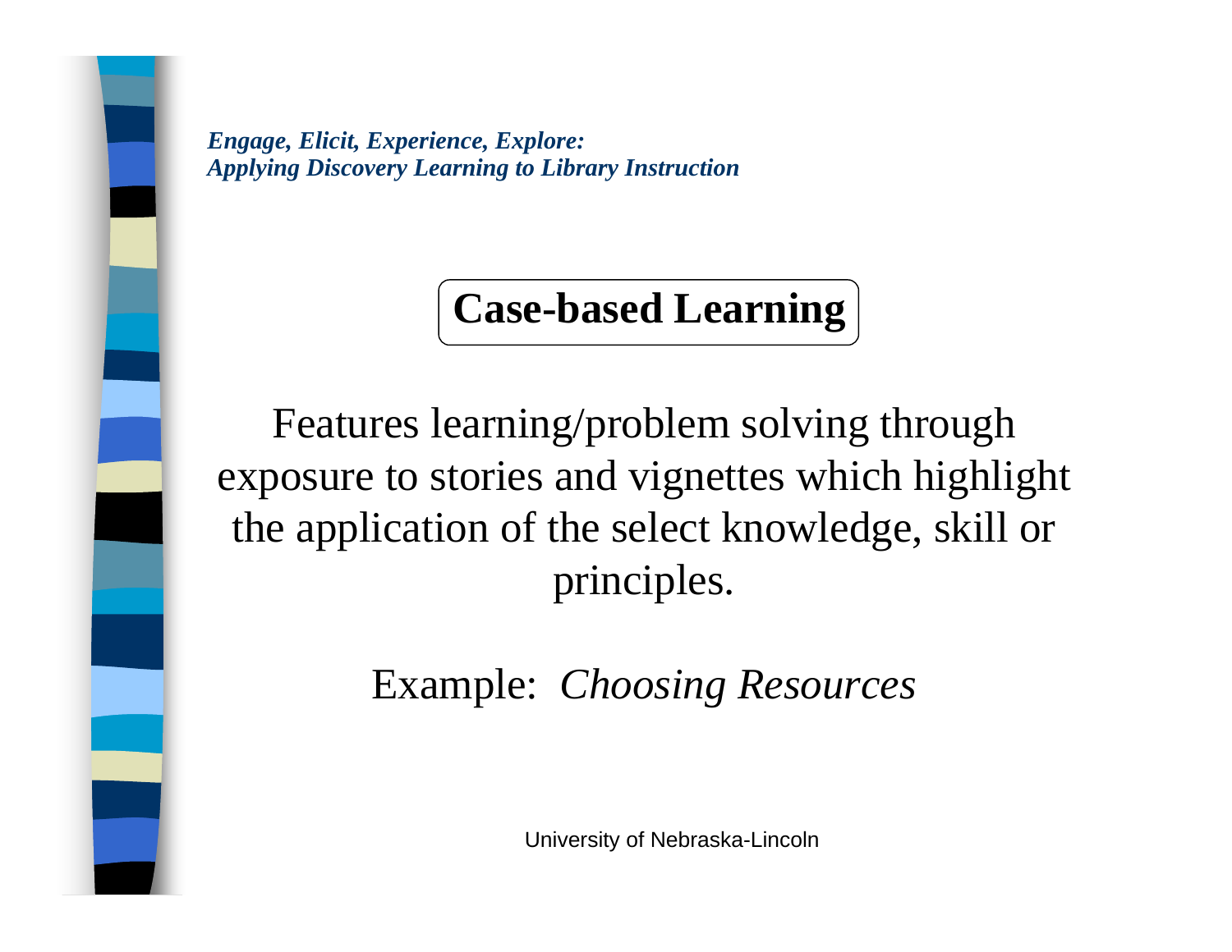*Engage, Elicit, Experience, Explore:*
*Applying Discovery Learning to Library Instruction*

# Case-based Learning

Features learning/problem solving through exposure to stories and vignettes which highlight the application of the select knowledge, skill or principles.

Example: *Choosing Resources*

University of Nebraska-Lincoln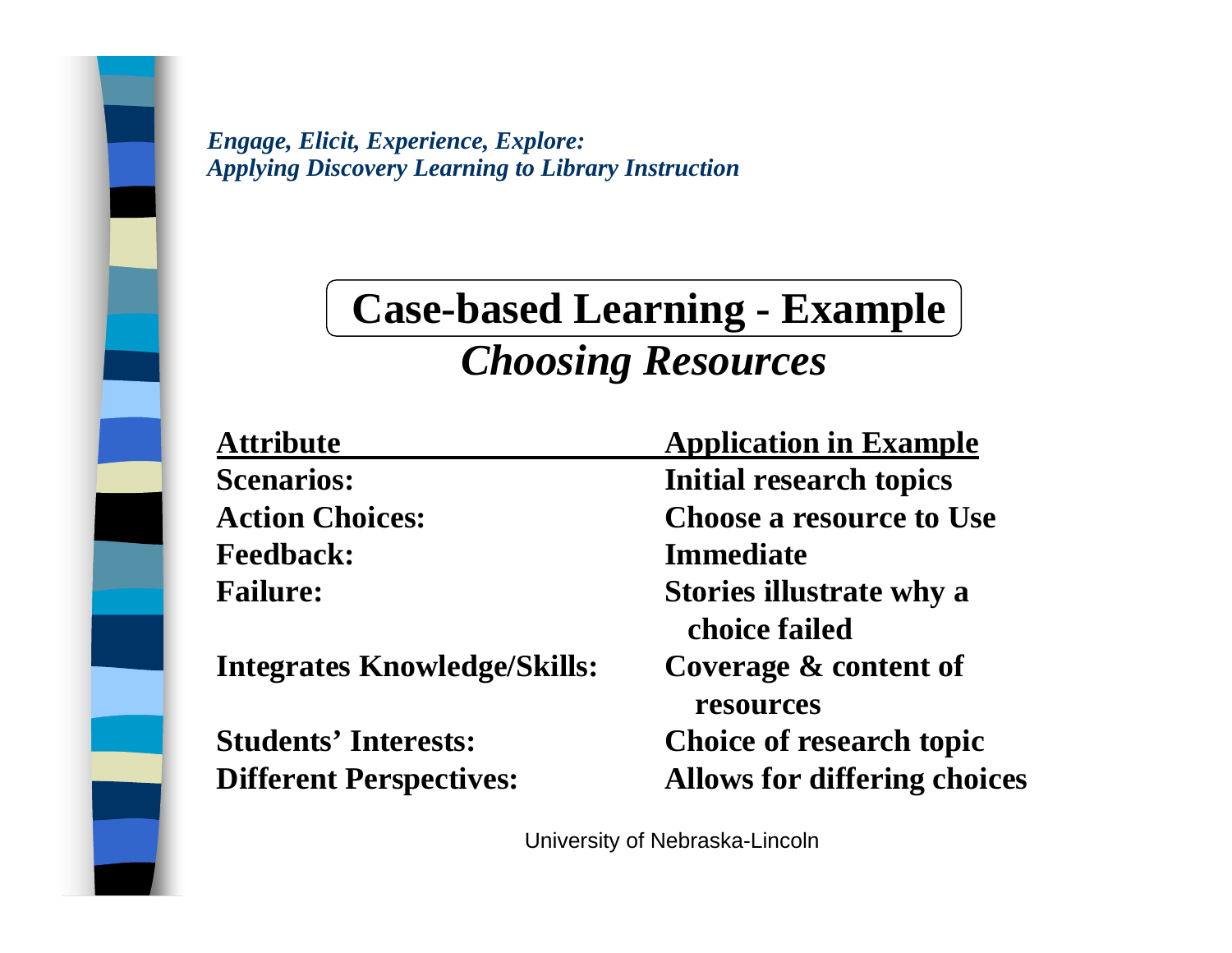*Engage, Elicit, Experience, Explore:*
*Applying Discovery Learning to Library Instruction*

# Case-based Learning - Example

## *Choosing Resources*

| Attribute | Application in Example |
| --- | --- |
| **Scenarios:** | **Initial research topics** |
| **Action Choices:** | **Choose a resource to Use** |
| **Feedback:** | **Immediate** |
| **Failure:** | **Stories illustrate why a choice failed** |
| **Integrates Knowledge/Skills:** | **Coverage & content of resources** |
| **Students' Interests:** | **Choice of research topic** |
| **Different Perspectives:** | **Allows for differing choices** |

University of Nebraska-Lincoln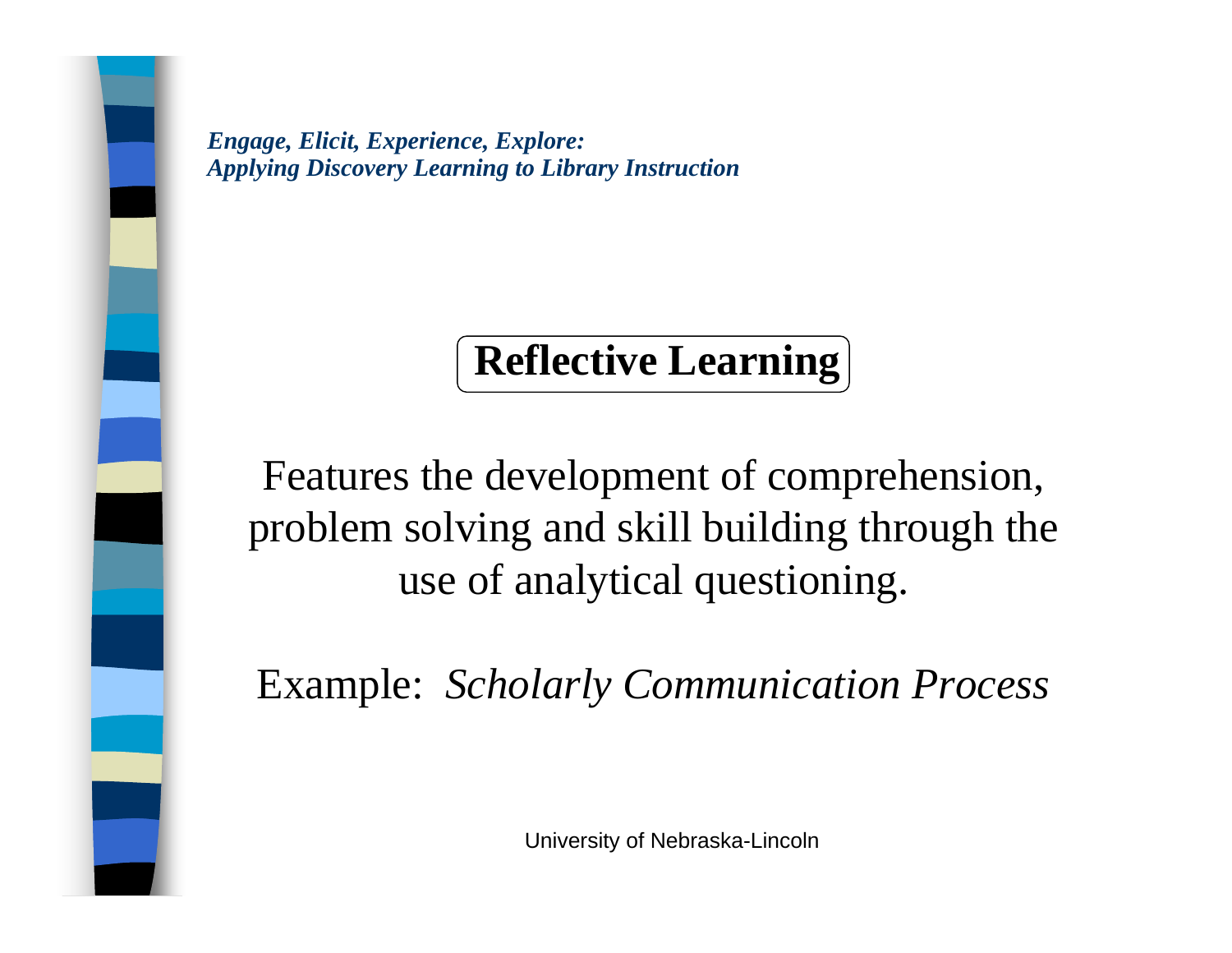***Engage, Elicit, Experience, Explore:***
***Applying Discovery Learning to Library Instruction***

# Reflective Learning

Features the development of comprehension, problem solving and skill building through the use of analytical questioning.

Example: *Scholarly Communication Process*

University of Nebraska-Lincoln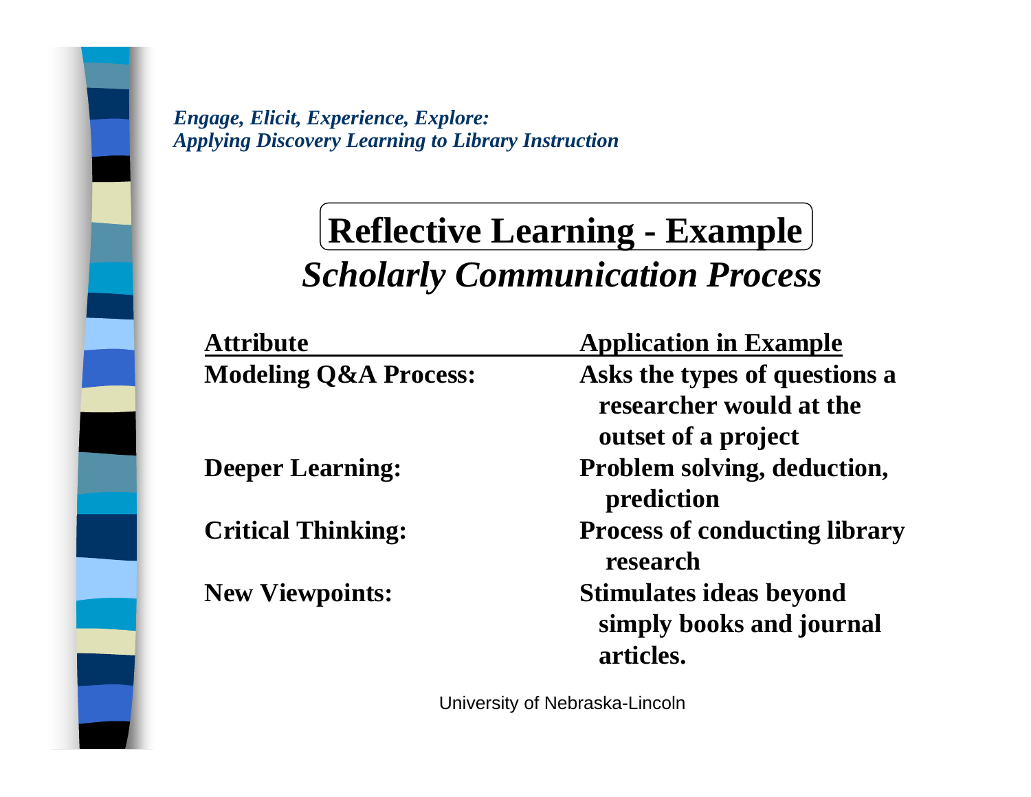*Engage, Elicit, Experience, Explore: Applying Discovery Learning to Library Instruction*

# Reflective Learning - Example

## *Scholarly Communication Process*

| Attribute | Application in Example |
|---|---|
| **Modeling Q&A Process:** | **Asks the types of questions a researcher would at the outset of a project** |
| **Deeper Learning:** | **Problem solving, deduction, prediction** |
| **Critical Thinking:** | **Process of conducting library research** |
| **New Viewpoints:** | **Stimulates ideas beyond simply books and journal articles.** |

University of Nebraska-Lincoln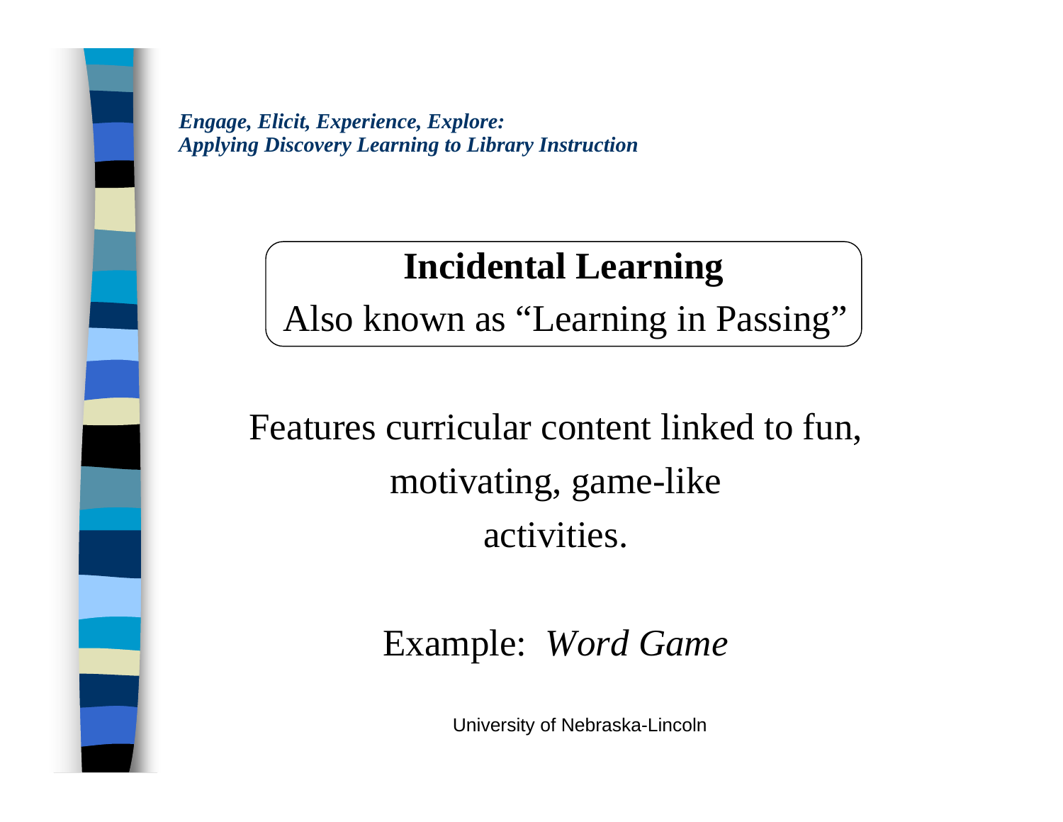*Engage, Elicit, Experience, Explore:*
*Applying Discovery Learning to Library Instruction*

# Incidental Learning

Also known as “Learning in Passing”

Features curricular content linked to fun, motivating, game-like activities.

Example: *Word Game*

University of Nebraska-Lincoln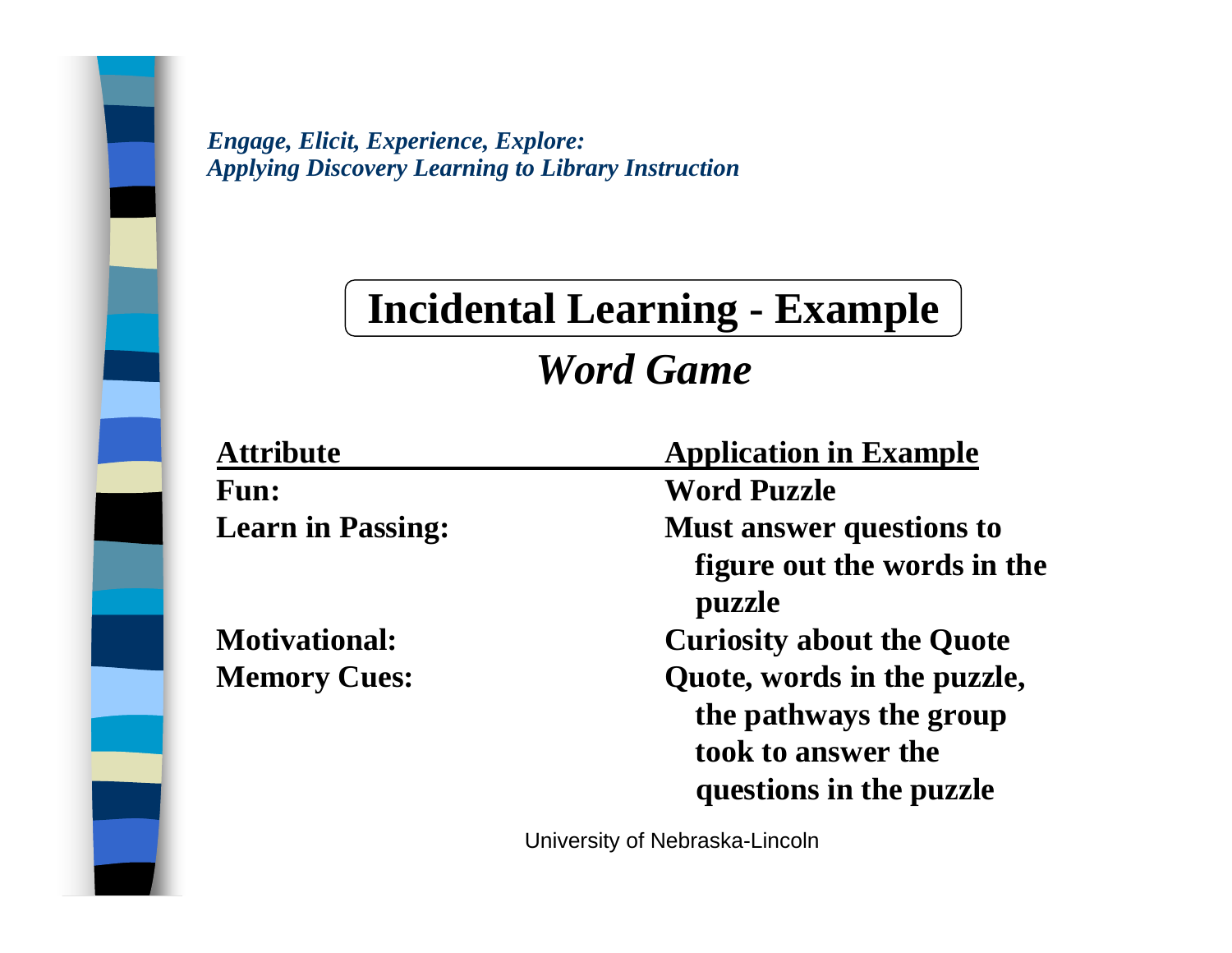*Engage, Elicit, Experience, Explore:*
*Applying Discovery Learning to Library Instruction*

# Incidental Learning - Example

## *Word Game*

| Attribute | Application in Example |
| --- | --- |
| **Fun:** | **Word Puzzle** |
| **Learn in Passing:** | **Must answer questions to figure out the words in the puzzle** |
| **Motivational:** | **Curiosity about the Quote** |
| **Memory Cues:** | **Quote, words in the puzzle, the pathways the group took to answer the questions in the puzzle** |

University of Nebraska-Lincoln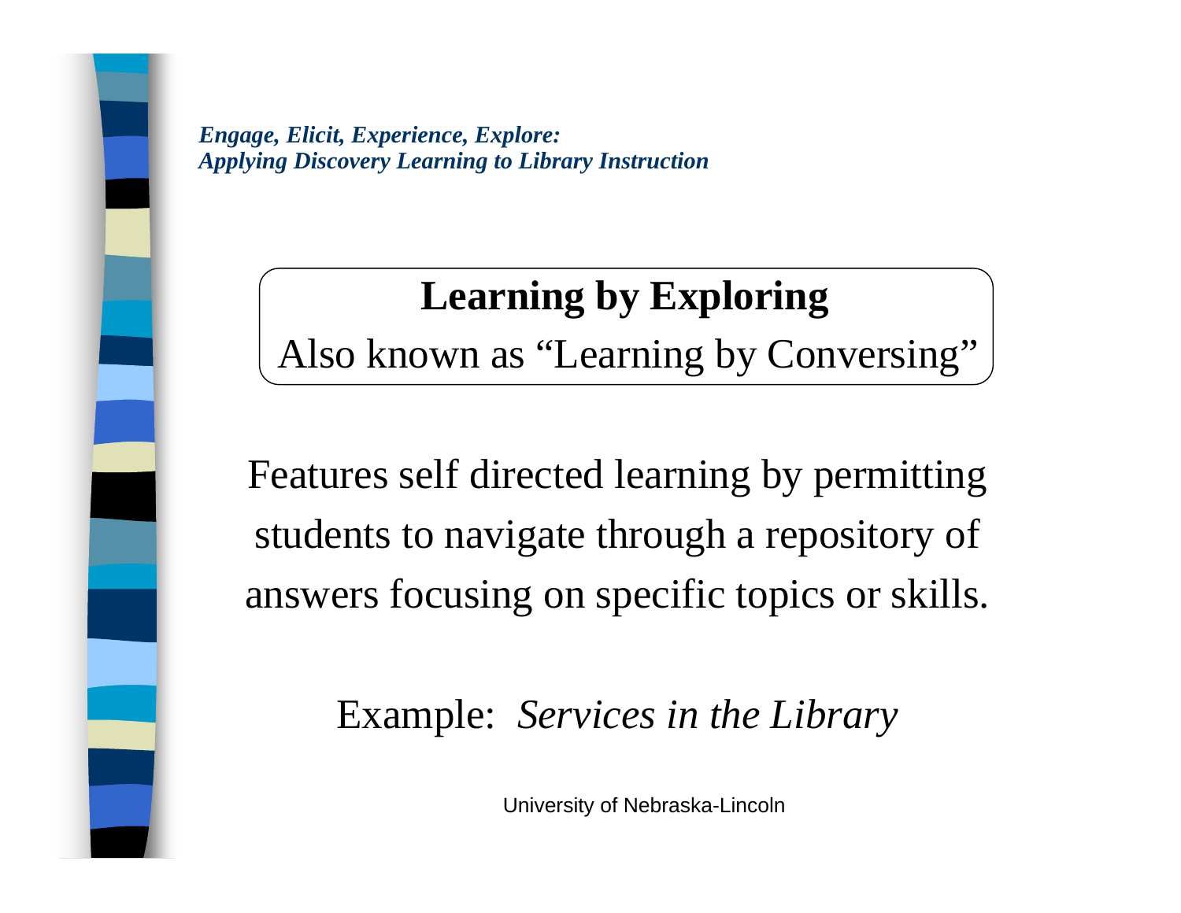*Engage, Elicit, Experience, Explore:*
*Applying Discovery Learning to Library Instruction*

## Learning by Exploring

Also known as "Learning by Conversing"

Features self directed learning by permitting students to navigate through a repository of answers focusing on specific topics or skills.

Example: *Services in the Library*

University of Nebraska-Lincoln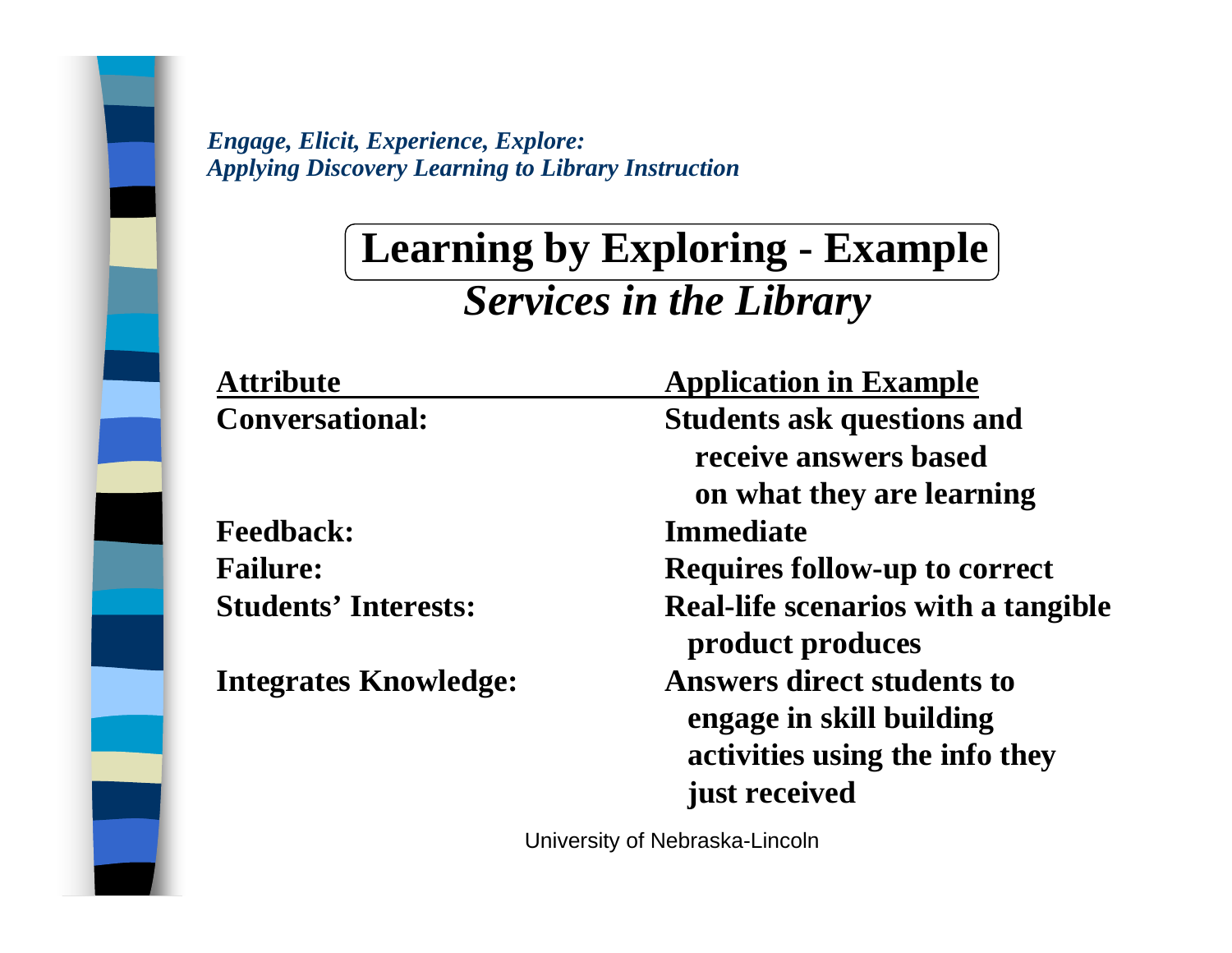*Engage, Elicit, Experience, Explore:*
*Applying Discovery Learning to Library Instruction*

# Learning by Exploring - Example

## *Services in the Library*

| Attribute | Application in Example |
|---|---|
| **Conversational:** | **Students ask questions and receive answers based on what they are learning** |
| **Feedback:** | **Immediate** |
| **Failure:** | **Requires follow-up to correct** |
| **Students' Interests:** | **Real-life scenarios with a tangible product produces** |
| **Integrates Knowledge:** | **Answers direct students to engage in skill building activities using the info they just received** |

University of Nebraska-Lincoln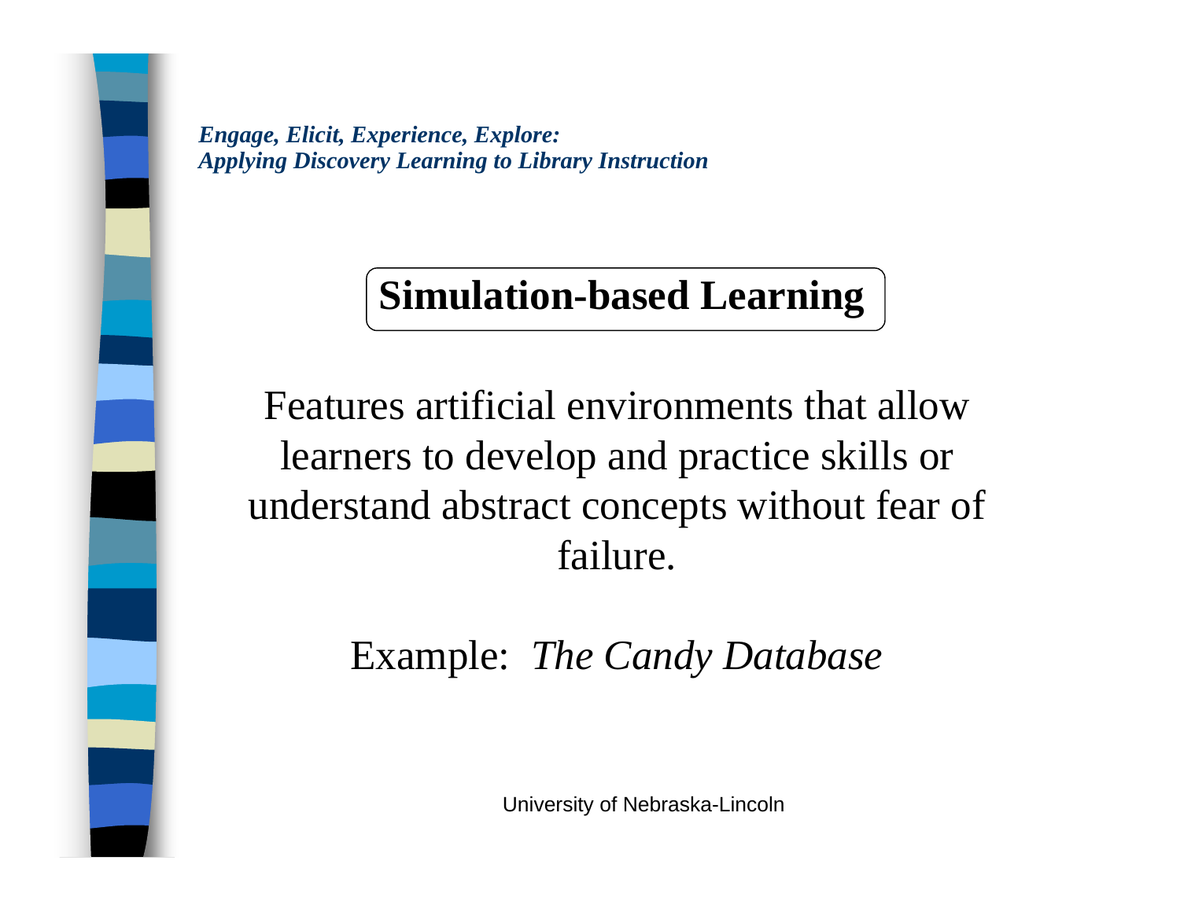## Simulation-based Learning

Features artificial environments that allow learners to develop and practice skills or understand abstract concepts without fear of failure.

Example: *The Candy Database*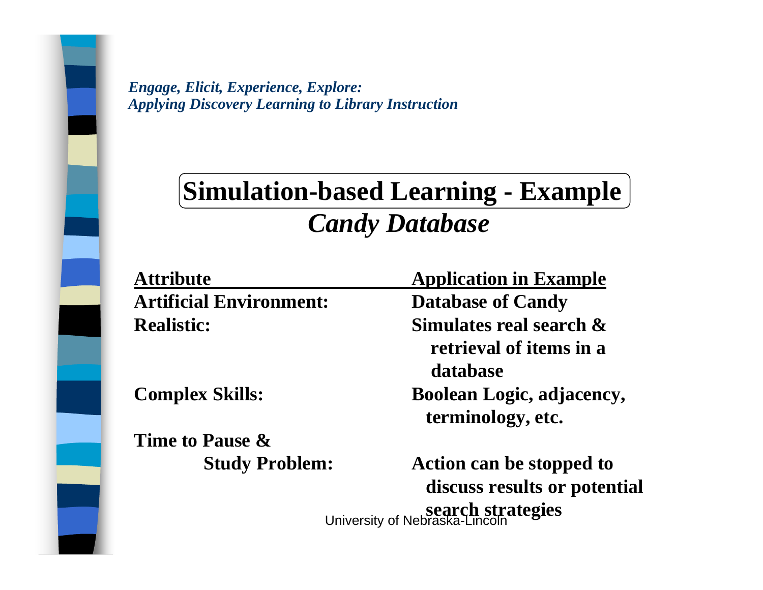## Simulation-based Learning - Example

### *Candy Database*

| Attribute | Application in Example |
| --- | --- |
| **Artificial Environment:** | **Database of Candy** |
| **Realistic:** | **Simulates real search & retrieval of items in a database** |
| **Complex Skills:** | **Boolean Logic, adjacency, terminology, etc.** |
| **Time to Pause & Study Problem:** | **Action can be stopped to discuss results or potential search strategies** |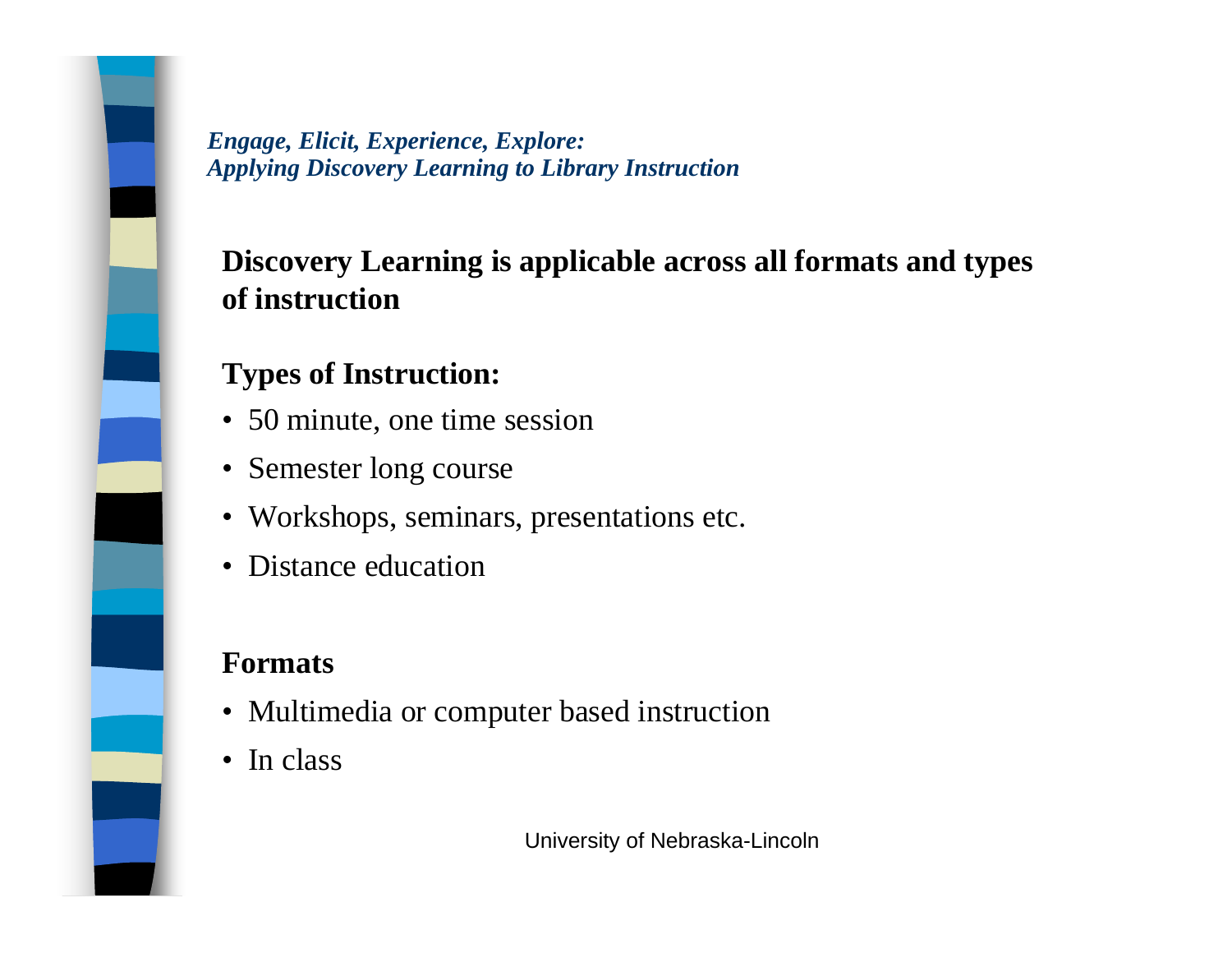## Discovery Learning is applicable across all formats and types of instruction

### Types of Instruction:

- 50 minute, one time session
- Semester long course
- Workshops, seminars, presentations etc.
- Distance education

### Formats

- Multimedia or computer based instruction
- In class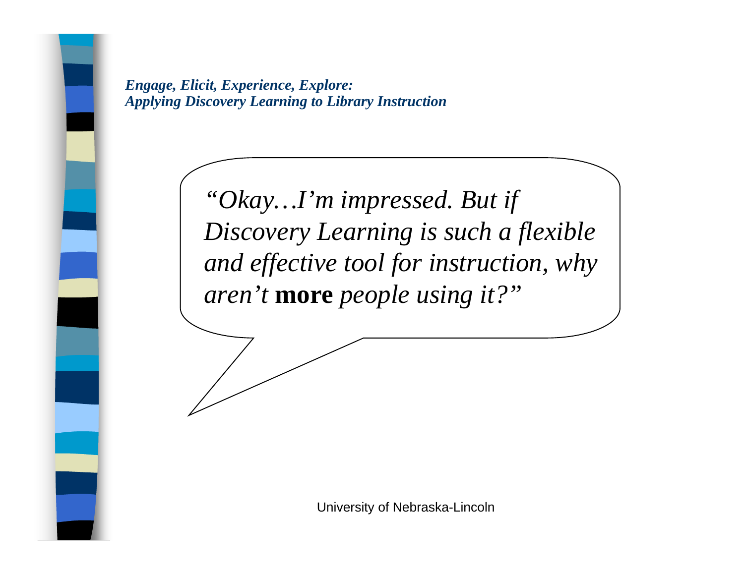*“Okay…I’m impressed. But if Discovery Learning is such a flexible and effective tool for instruction, why aren’t* **more** *people using it?”*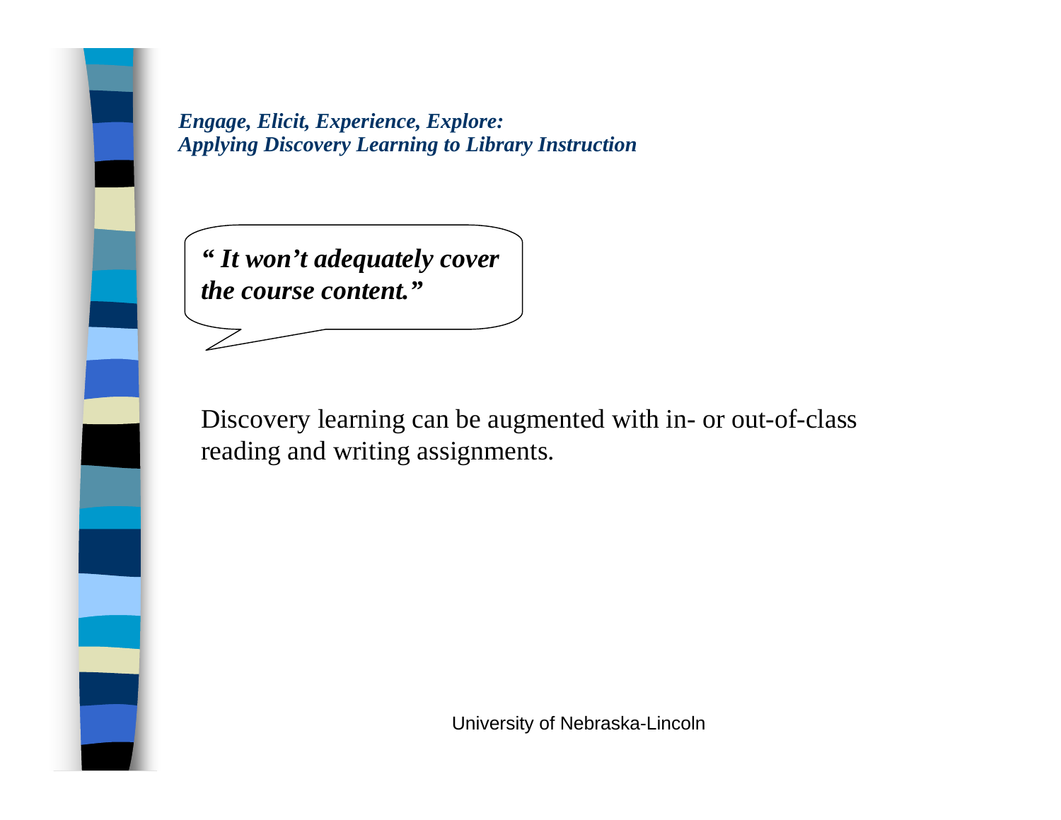*Engage, Elicit, Experience, Explore:*
*Applying Discovery Learning to Library Instruction*

***" It won't adequately cover the course content."***

Discovery learning can be augmented with in- or out-of-class reading and writing assignments.

University of Nebraska-Lincoln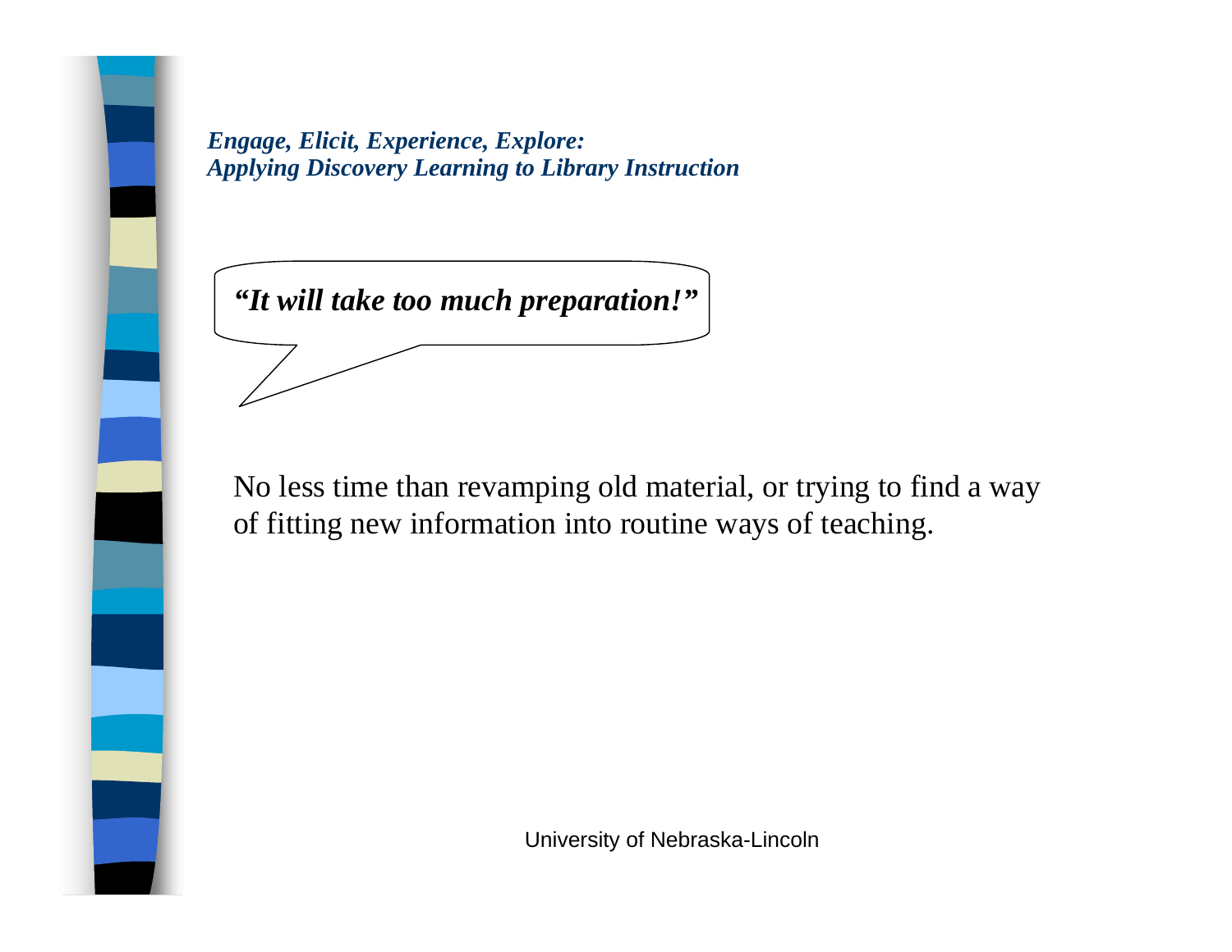*Engage, Elicit, Experience, Explore:*
*Applying Discovery Learning to Library Instruction*

***"It will take too much preparation!"***

No less time than revamping old material, or trying to find a way of fitting new information into routine ways of teaching.

University of Nebraska-Lincoln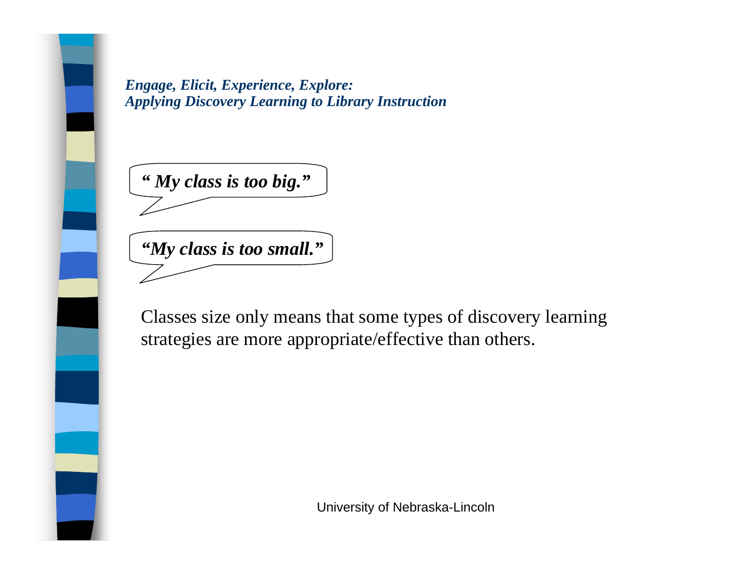*Engage, Elicit, Experience, Explore:*
*Applying Discovery Learning to Library Instruction*

***" My class is too big."***

***"My class is too small."***

Classes size only means that some types of discovery learning strategies are more appropriate/effective than others.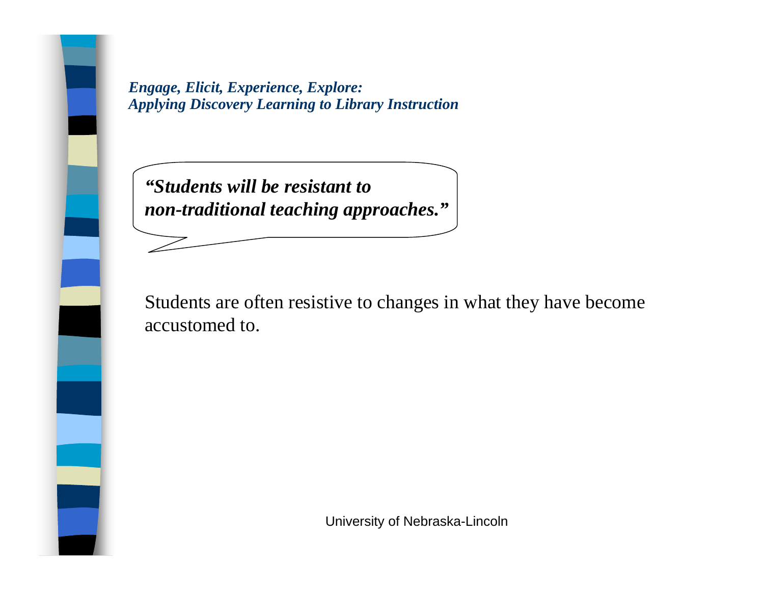*Engage, Elicit, Experience, Explore:*
*Applying Discovery Learning to Library Instruction*

***"Students will be resistant to non-traditional teaching approaches."***

Students are often resistive to changes in what they have become accustomed to.

University of Nebraska-Lincoln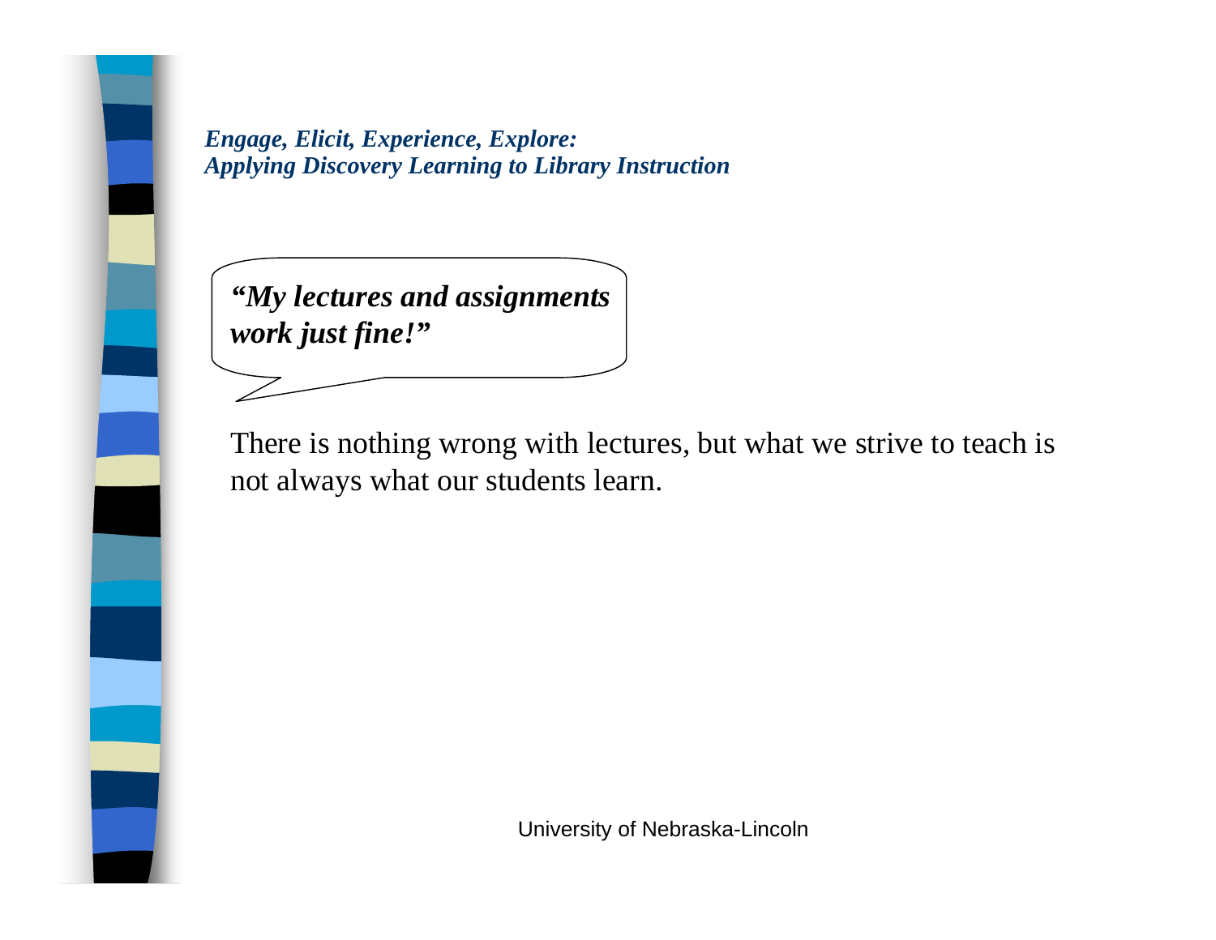*Engage, Elicit, Experience, Explore:*
*Applying Discovery Learning to Library Instruction*

***"My lectures and assignments work just fine!"***

There is nothing wrong with lectures, but what we strive to teach is not always what our students learn.

University of Nebraska-Lincoln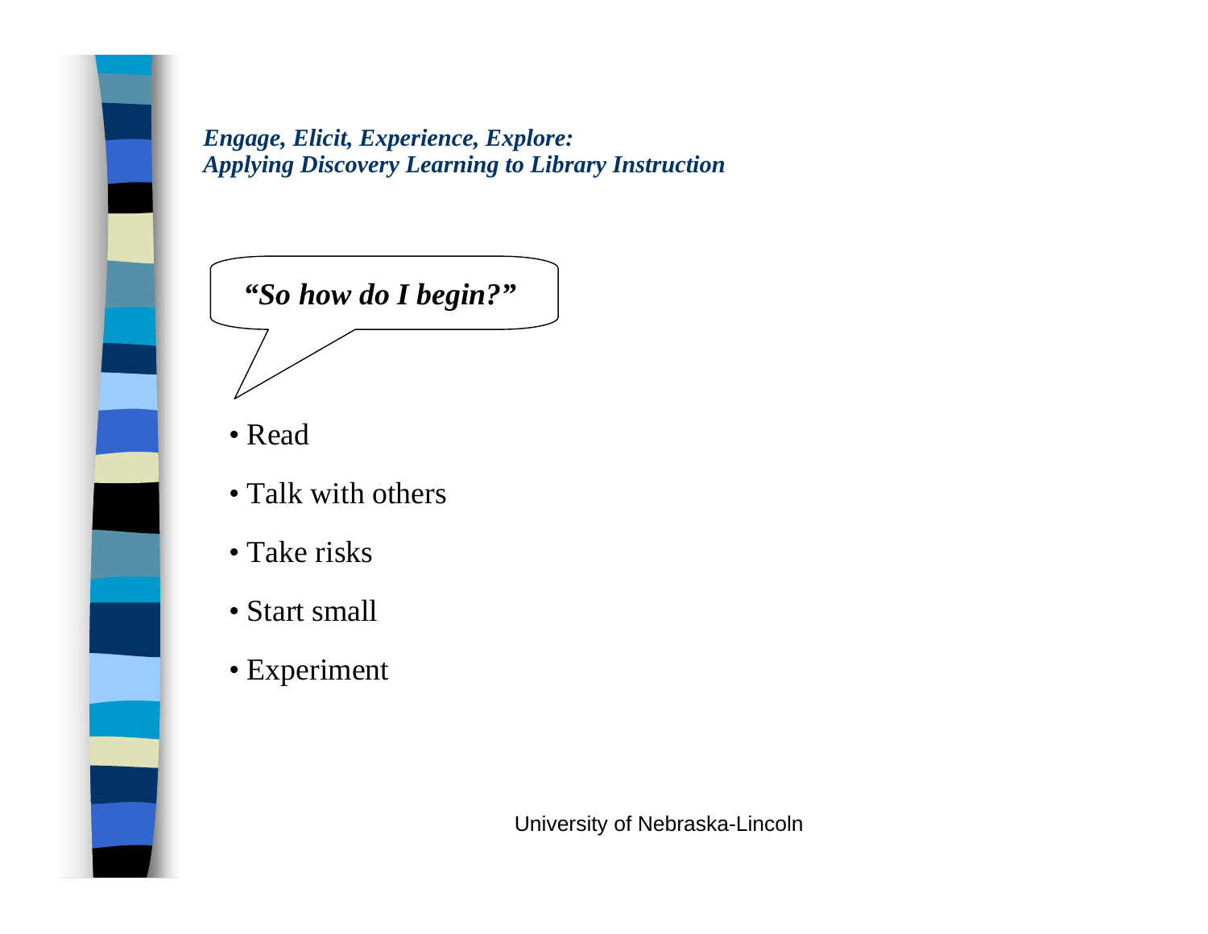*Engage, Elicit, Experience, Explore:*
*Applying Discovery Learning to Library Instruction*

***"So how do I begin?"***

- Read
- Talk with others
- Take risks
- Start small
- Experiment

University of Nebraska-Lincoln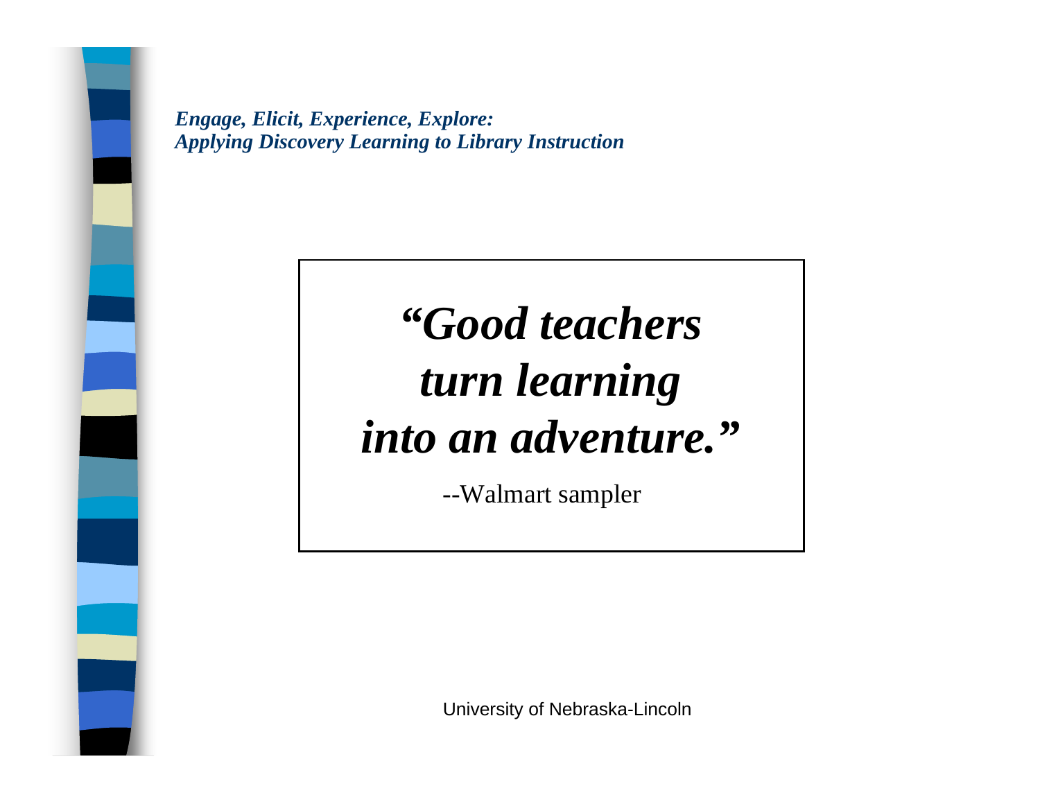*Engage, Elicit, Experience, Explore:*
*Applying Discovery Learning to Library Instruction*

> ***"Good teachers turn learning into an adventure."***
>
> --Walmart sampler

University of Nebraska-Lincoln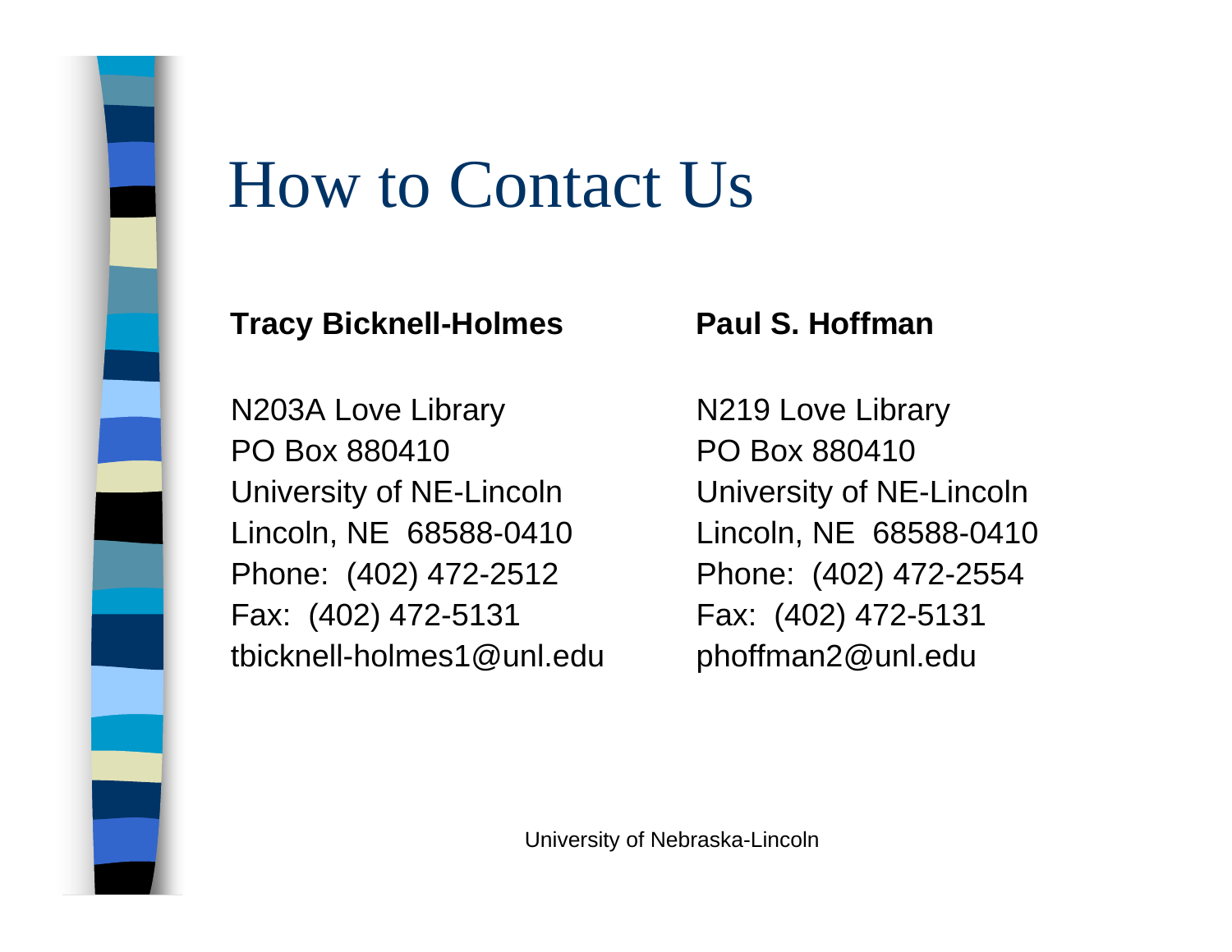# How to Contact Us

**Tracy Bicknell-Holmes**

N203A Love Library
PO Box 880410
University of NE-Lincoln
Lincoln, NE 68588-0410
Phone: (402) 472-2512
Fax: (402) 472-5131
tbicknell-holmes1@unl.edu

**Paul S. Hoffman**

N219 Love Library
PO Box 880410
University of NE-Lincoln
Lincoln, NE 68588-0410
Phone: (402) 472-2554
Fax: (402) 472-5131
phoffman2@unl.edu